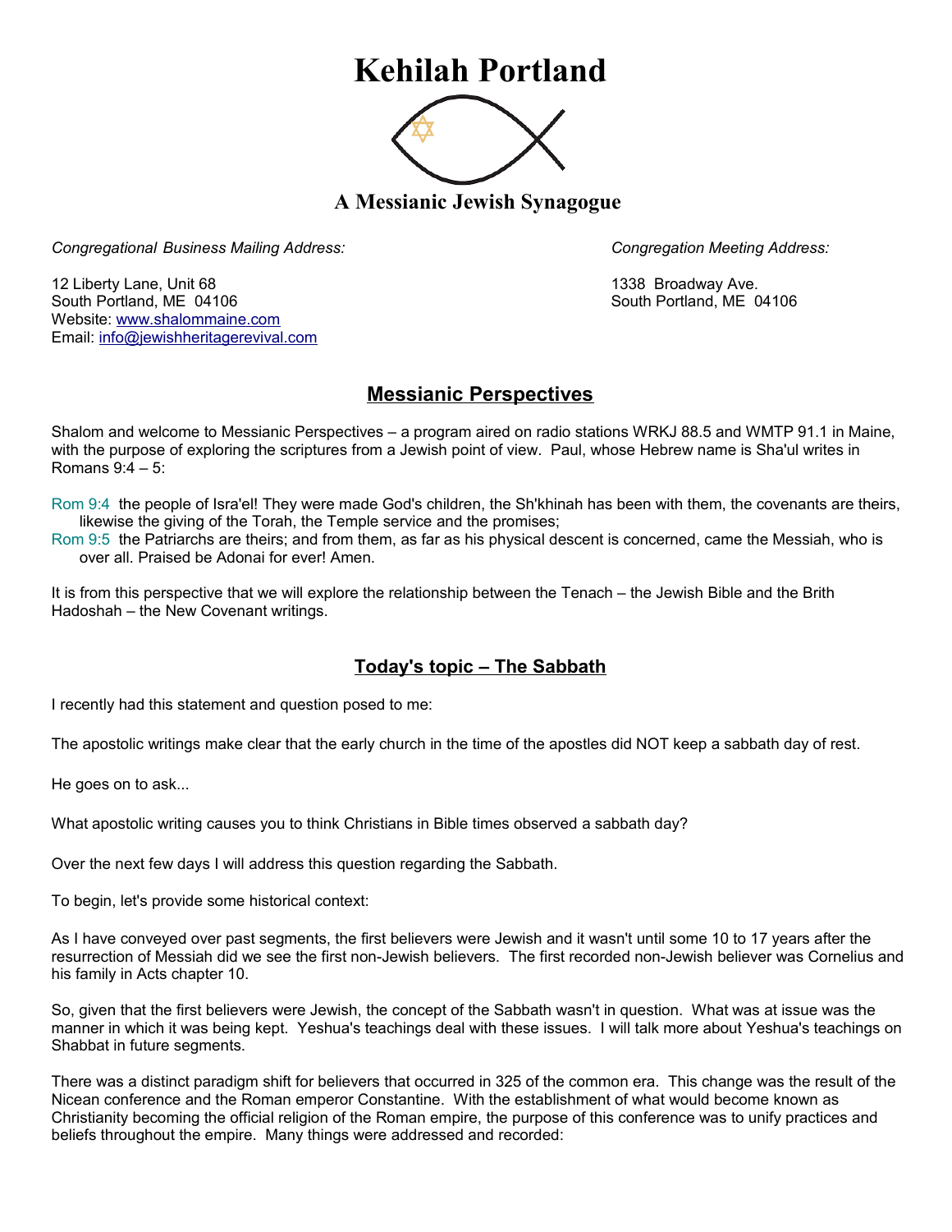# Kehilah Portland

### A Messianic Jewish Synagogue

*Congregational Business Mailing Address:*

12 Liberty Lane, Unit 68
South Portland, ME 04106
Website: www.shalommaine.com
Email: info@jewishheritagerevival.com

*Congregation Meeting Address:*

1338 Broadway Ave.
South Portland, ME 04106

## Messianic Perspectives

Shalom and welcome to Messianic Perspectives – a program aired on radio stations WRKJ 88.5 and WMTP 91.1 in Maine, with the purpose of exploring the scriptures from a Jewish point of view. Paul, whose Hebrew name is Sha'ul writes in Romans 9:4 – 5:

Rom 9:4 the people of Isra'el! They were made God's children, the Sh'khinah has been with them, the covenants are theirs, likewise the giving of the Torah, the Temple service and the promises;
Rom 9:5 the Patriarchs are theirs; and from them, as far as his physical descent is concerned, came the Messiah, who is over all. Praised be Adonai for ever! Amen.

It is from this perspective that we will explore the relationship between the Tenach – the Jewish Bible and the Brith Hadoshah – the New Covenant writings.

## Today's topic – The Sabbath

I recently had this statement and question posed to me:

The apostolic writings make clear that the early church in the time of the apostles did NOT keep a sabbath day of rest.

He goes on to ask...

What apostolic writing causes you to think Christians in Bible times observed a sabbath day?

Over the next few days I will address this question regarding the Sabbath.

To begin, let's provide some historical context:

As I have conveyed over past segments, the first believers were Jewish and it wasn't until some 10 to 17 years after the resurrection of Messiah did we see the first non-Jewish believers. The first recorded non-Jewish believer was Cornelius and his family in Acts chapter 10.

So, given that the first believers were Jewish, the concept of the Sabbath wasn't in question. What was at issue was the manner in which it was being kept. Yeshua's teachings deal with these issues. I will talk more about Yeshua's teachings on Shabbat in future segments.

There was a distinct paradigm shift for believers that occurred in 325 of the common era. This change was the result of the Nicean conference and the Roman emperor Constantine. With the establishment of what would become known as Christianity becoming the official religion of the Roman empire, the purpose of this conference was to unify practices and beliefs throughout the empire. Many things were addressed and recorded: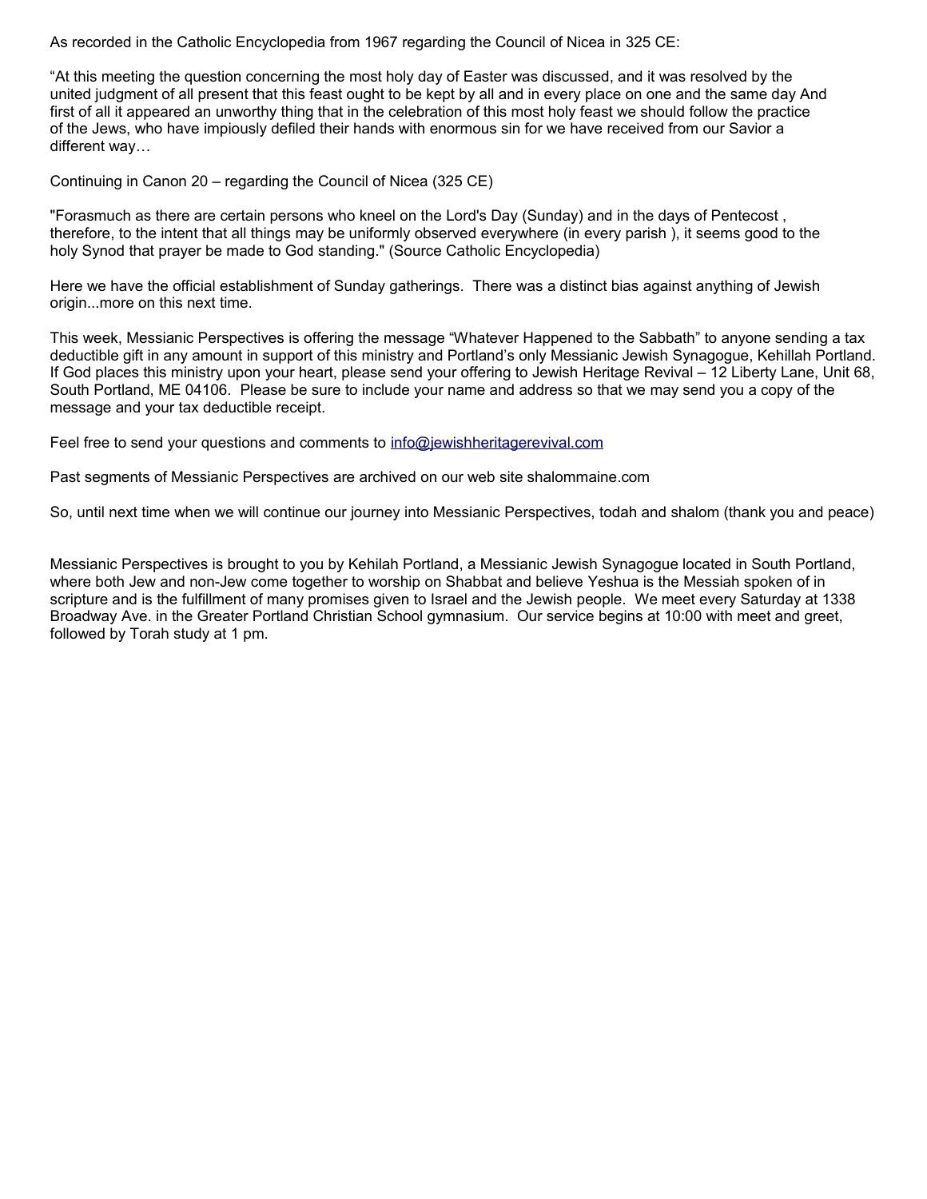As recorded in the Catholic Encyclopedia from 1967 regarding the Council of Nicea in 325 CE:

"At this meeting the question concerning the most holy day of Easter was discussed, and it was resolved by the united judgment of all present that this feast ought to be kept by all and in every place on one and the same day And first of all it appeared an unworthy thing that in the celebration of this most holy feast we should follow the practice of the Jews, who have impiously defiled their hands with enormous sin for we have received from our Savior a different way…

Continuing in Canon 20 – regarding the Council of Nicea (325 CE)

"Forasmuch as there are certain persons who kneel on the Lord's Day (Sunday) and in the days of Pentecost , therefore, to the intent that all things may be uniformly observed everywhere (in every parish ), it seems good to the holy Synod that prayer be made to God standing." (Source Catholic Encyclopedia)

Here we have the official establishment of Sunday gatherings. There was a distinct bias against anything of Jewish origin...more on this next time.

This week, Messianic Perspectives is offering the message "Whatever Happened to the Sabbath" to anyone sending a tax deductible gift in any amount in support of this ministry and Portland's only Messianic Jewish Synagogue, Kehillah Portland. If God places this ministry upon your heart, please send your offering to Jewish Heritage Revival – 12 Liberty Lane, Unit 68, South Portland, ME 04106. Please be sure to include your name and address so that we may send you a copy of the message and your tax deductible receipt.

Feel free to send your questions and comments to info@jewishheritagerevival.com

Past segments of Messianic Perspectives are archived on our web site shalommaine.com

So, until next time when we will continue our journey into Messianic Perspectives, todah and shalom (thank you and peace)

Messianic Perspectives is brought to you by Kehilah Portland, a Messianic Jewish Synagogue located in South Portland, where both Jew and non-Jew come together to worship on Shabbat and believe Yeshua is the Messiah spoken of in scripture and is the fulfillment of many promises given to Israel and the Jewish people. We meet every Saturday at 1338 Broadway Ave. in the Greater Portland Christian School gymnasium. Our service begins at 10:00 with meet and greet, followed by Torah study at 1 pm.